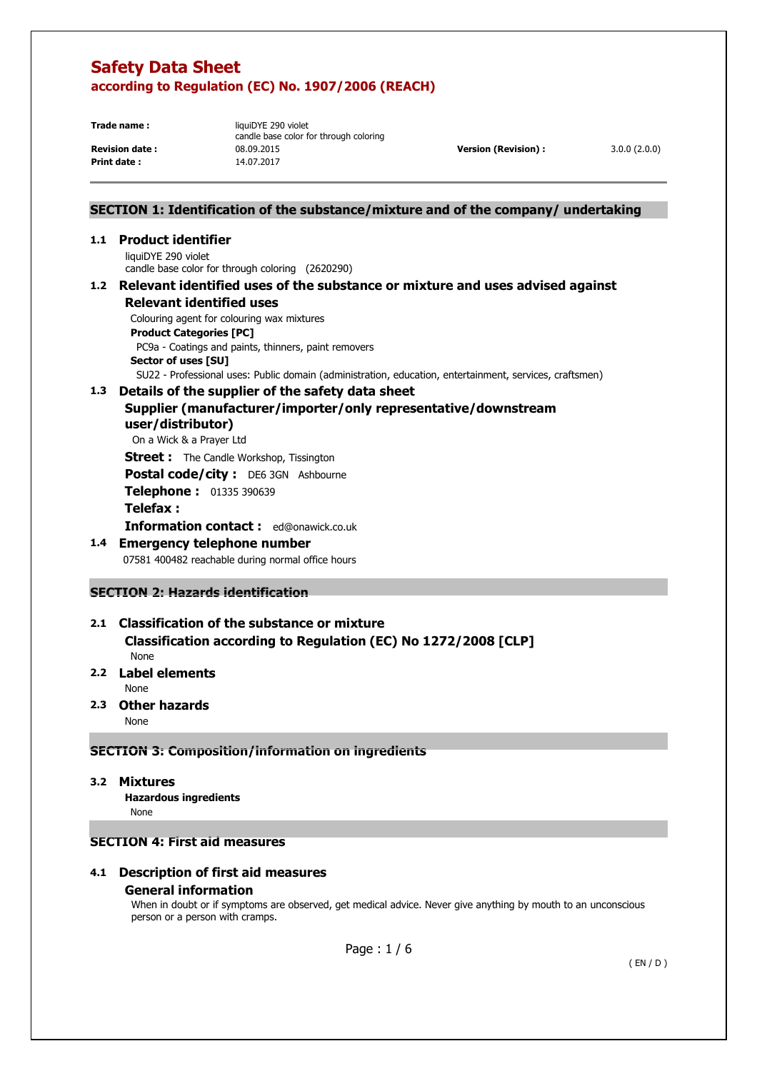# Safety Data Sheet

## according to Regulation (EC) No. 1907/2006 (REACH)

| | | | |
|---|---|---|---|
| **Trade name :** | liquiDYE 290 violet<br>candle base color for through coloring | | |
| **Revision date :** | 08.09.2015 | **Version (Revision) :** | 3.0.0 (2.0.0) |
| **Print date :** | 14.07.2017 | | |

## SECTION 1: Identification of the substance/mixture and of the company/ undertaking

### 1.1 Product identifier

liquiDYE 290 violet
candle base color for through coloring (2620290)

### 1.2 Relevant identified uses of the substance or mixture and uses advised against

**Relevant identified uses**

Colouring agent for colouring wax mixtures

**Product Categories [PC]**

PC9a - Coatings and paints, thinners, paint removers

**Sector of uses [SU]**

SU22 - Professional uses: Public domain (administration, education, entertainment, services, craftsmen)

### 1.3 Details of the supplier of the safety data sheet

**Supplier (manufacturer/importer/only representative/downstream user/distributor)**

On a Wick & a Prayer Ltd

**Street :** The Candle Workshop, Tissington

**Postal code/city :** DE6 3GN Ashbourne

**Telephone :** 01335 390639

**Telefax :**

**Information contact :** ed@onawick.co.uk

### 1.4 Emergency telephone number

07581 400482 reachable during normal office hours

## SECTION 2: Hazards identification

### 2.1 Classification of the substance or mixture

**Classification according to Regulation (EC) No 1272/2008 [CLP]**

None

### 2.2 Label elements

None

### 2.3 Other hazards

None

## SECTION 3: Composition/information on ingredients

### 3.2 Mixtures

**Hazardous ingredients**

None

## SECTION 4: First aid measures

### 4.1 Description of first aid measures

**General information**

When in doubt or if symptoms are observed, get medical advice. Never give anything by mouth to an unconscious person or a person with cramps.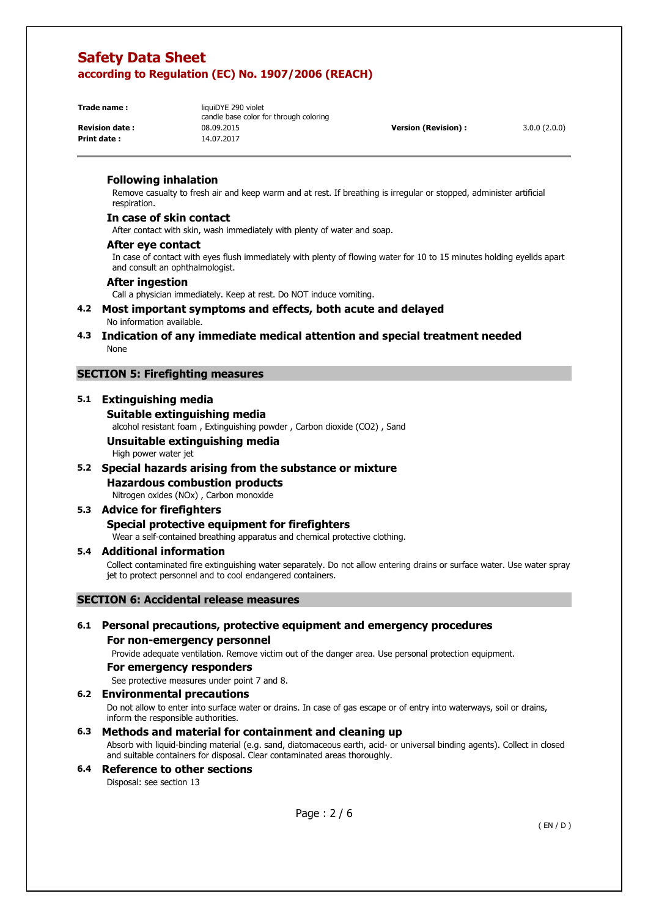#### Following inhalation

Remove casualty to fresh air and keep warm and at rest. If breathing is irregular or stopped, administer artificial respiration.

#### In case of skin contact

After contact with skin, wash immediately with plenty of water and soap.

#### After eye contact

In case of contact with eyes flush immediately with plenty of flowing water for 10 to 15 minutes holding eyelids apart and consult an ophthalmologist.

#### After ingestion

Call a physician immediately. Keep at rest. Do NOT induce vomiting.

### 4.2 Most important symptoms and effects, both acute and delayed

No information available.

### 4.3 Indication of any immediate medical attention and special treatment needed

None

## SECTION 5: Firefighting measures

### 5.1 Extinguishing media

#### Suitable extinguishing media

alcohol resistant foam , Extinguishing powder , Carbon dioxide ($CO_2$) , Sand

#### Unsuitable extinguishing media

High power water jet

### 5.2 Special hazards arising from the substance or mixture

#### Hazardous combustion products

Nitrogen oxides ($NO_x$) , Carbon monoxide

### 5.3 Advice for firefighters

#### Special protective equipment for firefighters

Wear a self-contained breathing apparatus and chemical protective clothing.

### 5.4 Additional information

Collect contaminated fire extinguishing water separately. Do not allow entering drains or surface water. Use water spray jet to protect personnel and to cool endangered containers.

## SECTION 6: Accidental release measures

### 6.1 Personal precautions, protective equipment and emergency procedures

#### For non-emergency personnel

Provide adequate ventilation. Remove victim out of the danger area. Use personal protection equipment.

#### For emergency responders

See protective measures under point 7 and 8.

### 6.2 Environmental precautions

Do not allow to enter into surface water or drains. In case of gas escape or of entry into waterways, soil or drains, inform the responsible authorities.

### 6.3 Methods and material for containment and cleaning up

Absorb with liquid-binding material (e.g. sand, diatomaceous earth, acid- or universal binding agents). Collect in closed and suitable containers for disposal. Clear contaminated areas thoroughly.

### 6.4 Reference to other sections

Disposal: see section 13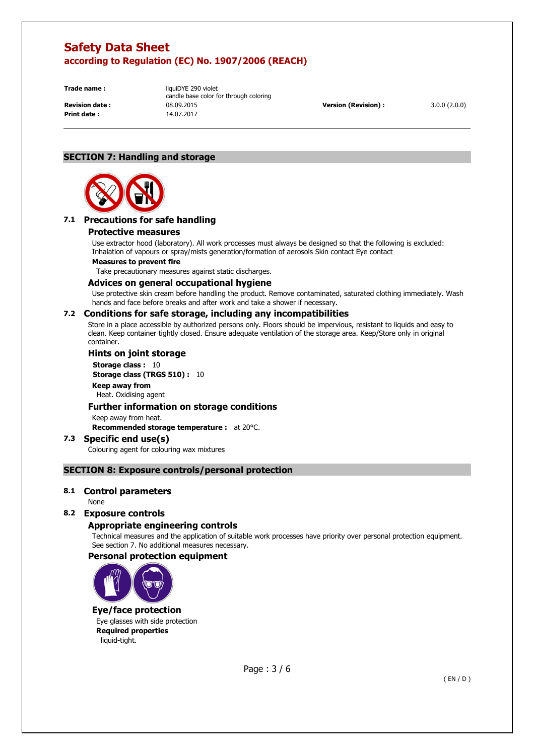# Safety Data Sheet
## according to Regulation (EC) No. 1907/2006 (REACH)

| | | | |
|---|---|---|---|
| **Trade name :** | liquiDYE 290 violet<br>candle base color for through coloring | | |
| **Revision date :** | 08.09.2015 | **Version (Revision) :** | 3.0.0 (2.0.0) |
| **Print date :** | 14.07.2017 | | |

## SECTION 7: Handling and storage

### 7.1 Precautions for safe handling

#### Protective measures

Use extractor hood (laboratory). All work processes must always be designed so that the following is excluded: Inhalation of vapours or spray/mists generation/formation of aerosols Skin contact Eye contact

**Measures to prevent fire**

Take precautionary measures against static discharges.

#### Advices on general occupational hygiene

Use protective skin cream before handling the product. Remove contaminated, saturated clothing immediately. Wash hands and face before breaks and after work and take a shower if necessary.

### 7.2 Conditions for safe storage, including any incompatibilities

Store in a place accessible by authorized persons only. Floors should be impervious, resistant to liquids and easy to clean. Keep container tightly closed. Ensure adequate ventilation of the storage area. Keep/Store only in original container.

#### Hints on joint storage

**Storage class :** 10

**Storage class (TRGS 510) :** 10

**Keep away from**

Heat. Oxidising agent

#### Further information on storage conditions

Keep away from heat.

**Recommended storage temperature :** at 20°C.

### 7.3 Specific end use(s)

Colouring agent for colouring wax mixtures

## SECTION 8: Exposure controls/personal protection

### 8.1 Control parameters

None

### 8.2 Exposure controls

#### Appropriate engineering controls

Technical measures and the application of suitable work processes have priority over personal protection equipment. See section 7. No additional measures necessary.

#### Personal protection equipment

#### Eye/face protection

Eye glasses with side protection

**Required properties**

liquid-tight.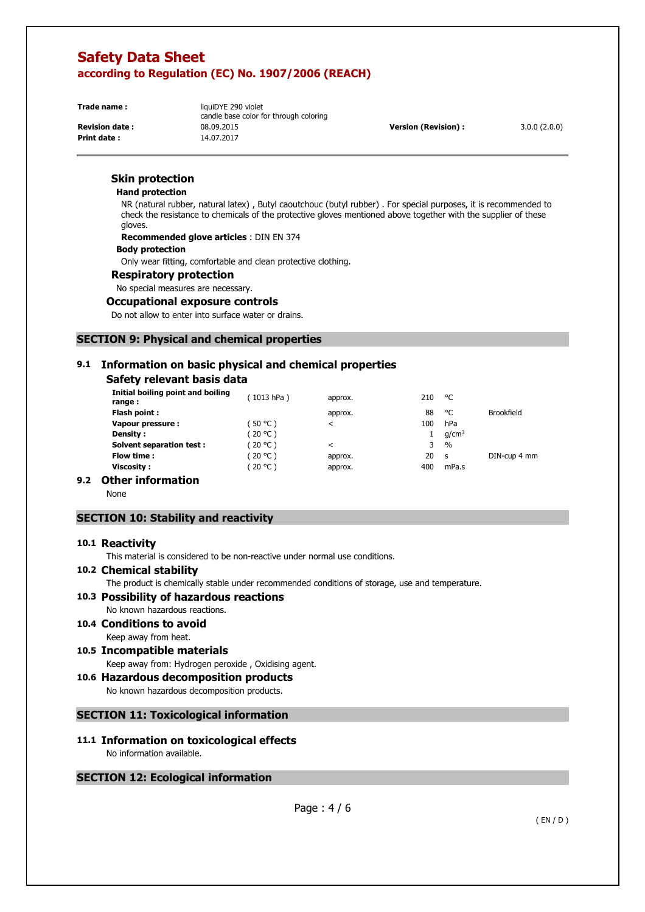### Skin protection

#### Hand protection

NR (natural rubber, natural latex) , Butyl caoutchouc (butyl rubber) . For special purposes, it is recommended to check the resistance to chemicals of the protective gloves mentioned above together with the supplier of these gloves.

**Recommended glove articles** : DIN EN 374

#### Body protection

Only wear fitting, comfortable and clean protective clothing.

### Respiratory protection

No special measures are necessary.

### Occupational exposure controls

Do not allow to enter into surface water or drains.

## SECTION 9: Physical and chemical properties

### 9.1 Information on basic physical and chemical properties

#### Safety relevant basis data

| | | | | | |
|---|---|---|---|---|---|
| **Initial boiling point and boiling range :** | ( 1013 hPa ) | approx. | 210 | °C | |
| **Flash point :** | | approx. | 88 | °C | Brookfield |
| **Vapour pressure :** | ( 50 °C ) | < | 100 | hPa | |
| **Density :** | ( 20 °C ) | | 1 | $g/cm^3$ | |
| **Solvent separation test :** | ( 20 °C ) | < | 3 | % | |
| **Flow time :** | ( 20 °C ) | approx. | 20 | s | DIN-cup 4 mm |
| **Viscosity :** | ( 20 °C ) | approx. | 400 | mPa.s | |

### 9.2 Other information

None

## SECTION 10: Stability and reactivity

### 10.1 Reactivity

This material is considered to be non-reactive under normal use conditions.

### 10.2 Chemical stability

The product is chemically stable under recommended conditions of storage, use and temperature.

### 10.3 Possibility of hazardous reactions

No known hazardous reactions.

### 10.4 Conditions to avoid

Keep away from heat.

### 10.5 Incompatible materials

Keep away from: Hydrogen peroxide , Oxidising agent.

### 10.6 Hazardous decomposition products

No known hazardous decomposition products.

## SECTION 11: Toxicological information

### 11.1 Information on toxicological effects

No information available.

## SECTION 12: Ecological information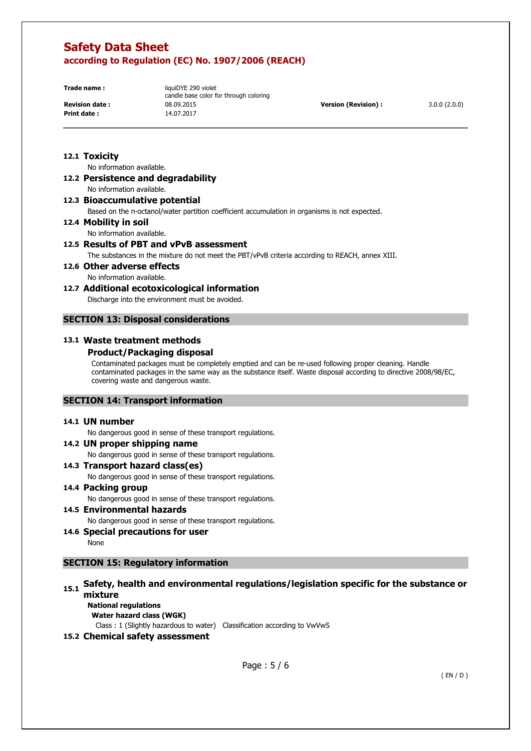### 12.1 Toxicity

No information available.

### 12.2 Persistence and degradability

No information available.

### 12.3 Bioaccumulative potential

Based on the n-octanol/water partition coefficient accumulation in organisms is not expected.

### 12.4 Mobility in soil

No information available.

### 12.5 Results of PBT and vPvB assessment

The substances in the mixture do not meet the PBT/vPvB criteria according to REACH, annex XIII.

### 12.6 Other adverse effects

No information available.

### 12.7 Additional ecotoxicological information

Discharge into the environment must be avoided.

## SECTION 13: Disposal considerations

### 13.1 Waste treatment methods

#### Product/Packaging disposal

Contaminated packages must be completely emptied and can be re-used following proper cleaning. Handle contaminated packages in the same way as the substance itself. Waste disposal according to directive 2008/98/EC, covering waste and dangerous waste.

## SECTION 14: Transport information

### 14.1 UN number

No dangerous good in sense of these transport regulations.

### 14.2 UN proper shipping name

No dangerous good in sense of these transport regulations.

### 14.3 Transport hazard class(es)

No dangerous good in sense of these transport regulations.

### 14.4 Packing group

No dangerous good in sense of these transport regulations.

### 14.5 Environmental hazards

No dangerous good in sense of these transport regulations.

### 14.6 Special precautions for user

None

## SECTION 15: Regulatory information

### 15.1 Safety, health and environmental regulations/legislation specific for the substance or mixture

**National regulations**

**Water hazard class (WGK)**

Class : 1 (Slightly hazardous to water) Classification according to VwVwS

### 15.2 Chemical safety assessment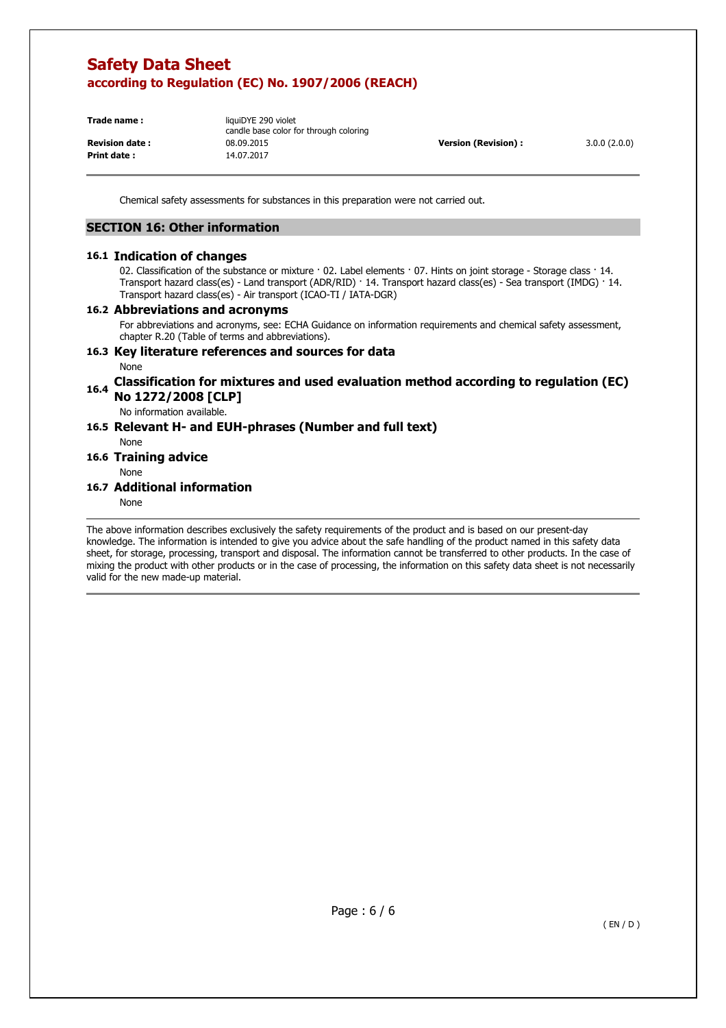Chemical safety assessments for substances in this preparation were not carried out.

## SECTION 16: Other information

### 16.1 Indication of changes

02. Classification of the substance or mixture · 02. Label elements · 07. Hints on joint storage - Storage class · 14. Transport hazard class(es) - Land transport (ADR/RID) · 14. Transport hazard class(es) - Sea transport (IMDG) · 14. Transport hazard class(es) - Air transport (ICAO-TI / IATA-DGR)

### 16.2 Abbreviations and acronyms

For abbreviations and acronyms, see: ECHA Guidance on information requirements and chemical safety assessment, chapter R.20 (Table of terms and abbreviations).

### 16.3 Key literature references and sources for data

None

### 16.4 Classification for mixtures and used evaluation method according to regulation (EC) No 1272/2008 [CLP]

No information available.

### 16.5 Relevant H- and EUH-phrases (Number and full text)

None

### 16.6 Training advice

None

### 16.7 Additional information

None

The above information describes exclusively the safety requirements of the product and is based on our present-day knowledge. The information is intended to give you advice about the safe handling of the product named in this safety data sheet, for storage, processing, transport and disposal. The information cannot be transferred to other products. In the case of mixing the product with other products or in the case of processing, the information on this safety data sheet is not necessarily valid for the new made-up material.